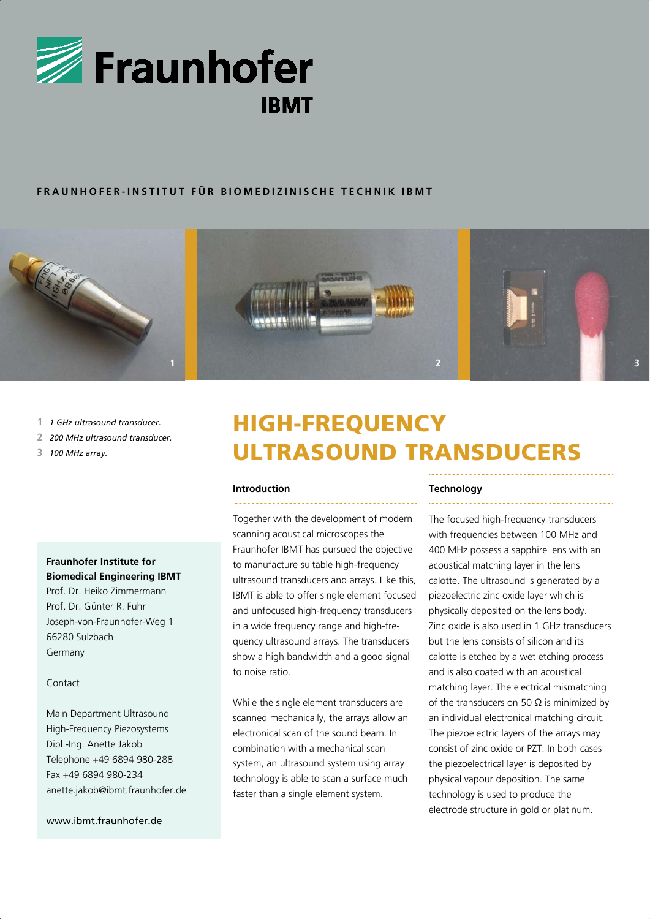# Fraunhofer IBMT

**FRAUNHOFER-INSTITUT FÜR BIOMEDIZINISCHE TECHNIK IBMT**

1 *1 GHz ultrasound transducer.*
2 *200 MHz ultrasound transducer.*
3 *100 MHz array.*

**Fraunhofer Institute for Biomedical Engineering IBMT**
Prof. Dr. Heiko Zimmermann
Prof. Dr. Günter R. Fuhr
Joseph-von-Fraunhofer-Weg 1
66280 Sulzbach
Germany

Contact

Main Department Ultrasound
High-Frequency Piezosystems
Dipl.-Ing. Anette Jakob
Telephone +49 6894 980-288
Fax +49 6894 980-234
anette.jakob@ibmt.fraunhofer.de

www.ibmt.fraunhofer.de

# HIGH-FREQUENCY ULTRASOUND TRANSDUCERS

### Introduction

Together with the development of modern scanning acoustical microscopes the Fraunhofer IBMT has pursued the objective to manufacture suitable high-frequency ultrasound transducers and arrays. Like this, IBMT is able to offer single element focused and unfocused high-frequency transducers in a wide frequency range and high-frequency ultrasound arrays. The transducers show a high bandwidth and a good signal to noise ratio.

While the single element transducers are scanned mechanically, the arrays allow an electronical scan of the sound beam. In combination with a mechanical scan system, an ultrasound system using array technology is able to scan a surface much faster than a single element system.

### Technology

The focused high-frequency transducers with frequencies between 100 MHz and 400 MHz possess a sapphire lens with an acoustical matching layer in the lens calotte. The ultrasound is generated by a piezoelectric zinc oxide layer which is physically deposited on the lens body. Zinc oxide is also used in 1 GHz transducers but the lens consists of silicon and its calotte is etched by a wet etching process and is also coated with an acoustical matching layer. The electrical mismatching of the transducers on 50 Ω is minimized by an individual electronical matching circuit. The piezoelectric layers of the arrays may consist of zinc oxide or PZT. In both cases the piezoelectrical layer is deposited by physical vapour deposition. The same technology is used to produce the electrode structure in gold or platinum.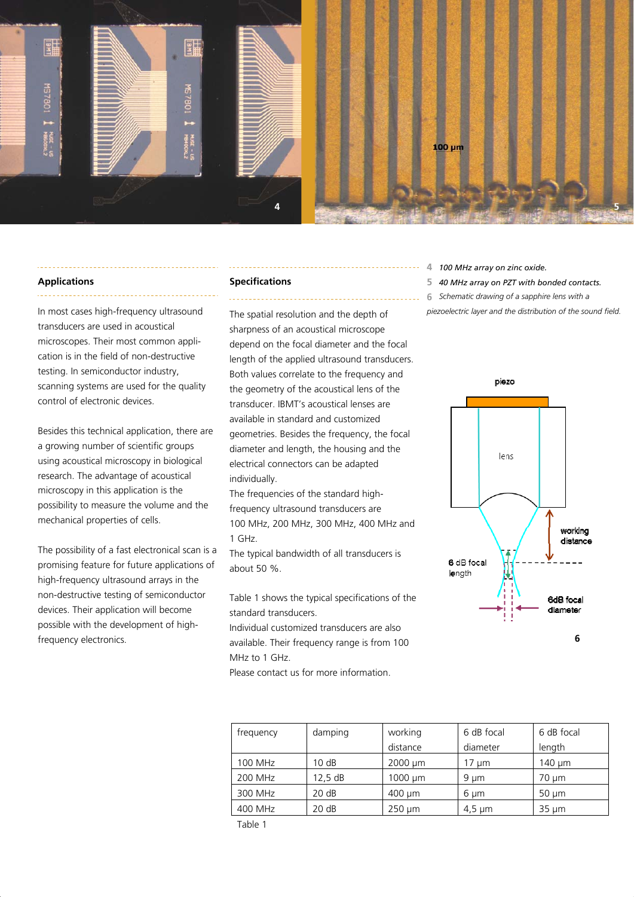4 *100 MHz array on zinc oxide.*

5 *40 MHz array on PZT with bonded contacts.*

6 *Schematic drawing of a sapphire lens with a piezoelectric layer and the distribution of the sound field.*

## Applications

In most cases high-frequency ultrasound transducers are used in acoustical microscopes. Their most common application is in the field of non-destructive testing. In semiconductor industry, scanning systems are used for the quality control of electronic devices.

Besides this technical application, there are a growing number of scientific groups using acoustical microscopy in biological research. The advantage of acoustical microscopy in this application is the possibility to measure the volume and the mechanical properties of cells.

The possibility of a fast electronical scan is a promising feature for future applications of high-frequency ultrasound arrays in the non-destructive testing of semiconductor devices. Their application will become possible with the development of high-frequency electronics.

## Specifications

The spatial resolution and the depth of sharpness of an acoustical microscope depend on the focal diameter and the focal length of the applied ultrasound transducers. Both values correlate to the frequency and the geometry of the acoustical lens of the transducer. IBMT's acoustical lenses are available in standard and customized geometries. Besides the frequency, the focal diameter and length, the housing and the electrical connectors can be adapted individually.
The frequencies of the standard high-frequency ultrasound transducers are 100 MHz, 200 MHz, 300 MHz, 400 MHz and 1 GHz.
The typical bandwidth of all transducers is about 50 %.

Table 1 shows the typical specifications of the standard transducers.
Individual customized transducers are also available. Their frequency range is from 100 MHz to 1 GHz.
Please contact us for more information.

| frequency | damping | working distance | 6 dB focal diameter | 6 dB focal length |
|---|---|---|---|---|
| 100 MHz | 10 dB | 2000 µm | 17 µm | 140 µm |
| 200 MHz | 12,5 dB | 1000 µm | 9 µm | 70 µm |
| 300 MHz | 20 dB | 400 µm | 6 µm | 50 µm |
| 400 MHz | 20 dB | 250 µm | 4,5 µm | 35 µm |

Table 1